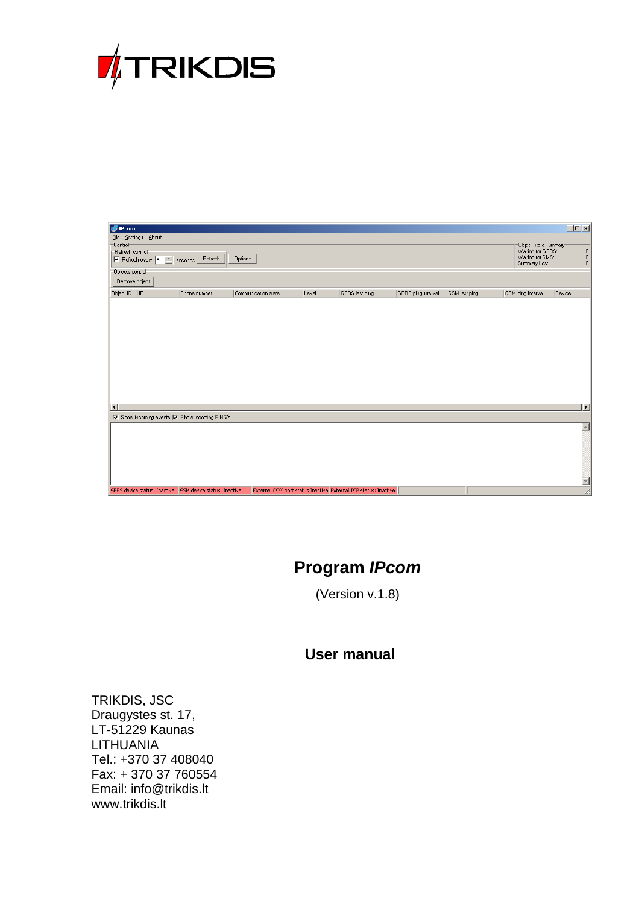TRIKDIS

# Program *IPcom*

(Version v.1.8)

## User manual

TRIKDIS, JSC
Draugystes st. 17,
LT-51229 Kaunas
LITHUANIA
Tel.: +370 37 408040
Fax: + 370 37 760554
Email: info@trikdis.lt
www.trikdis.lt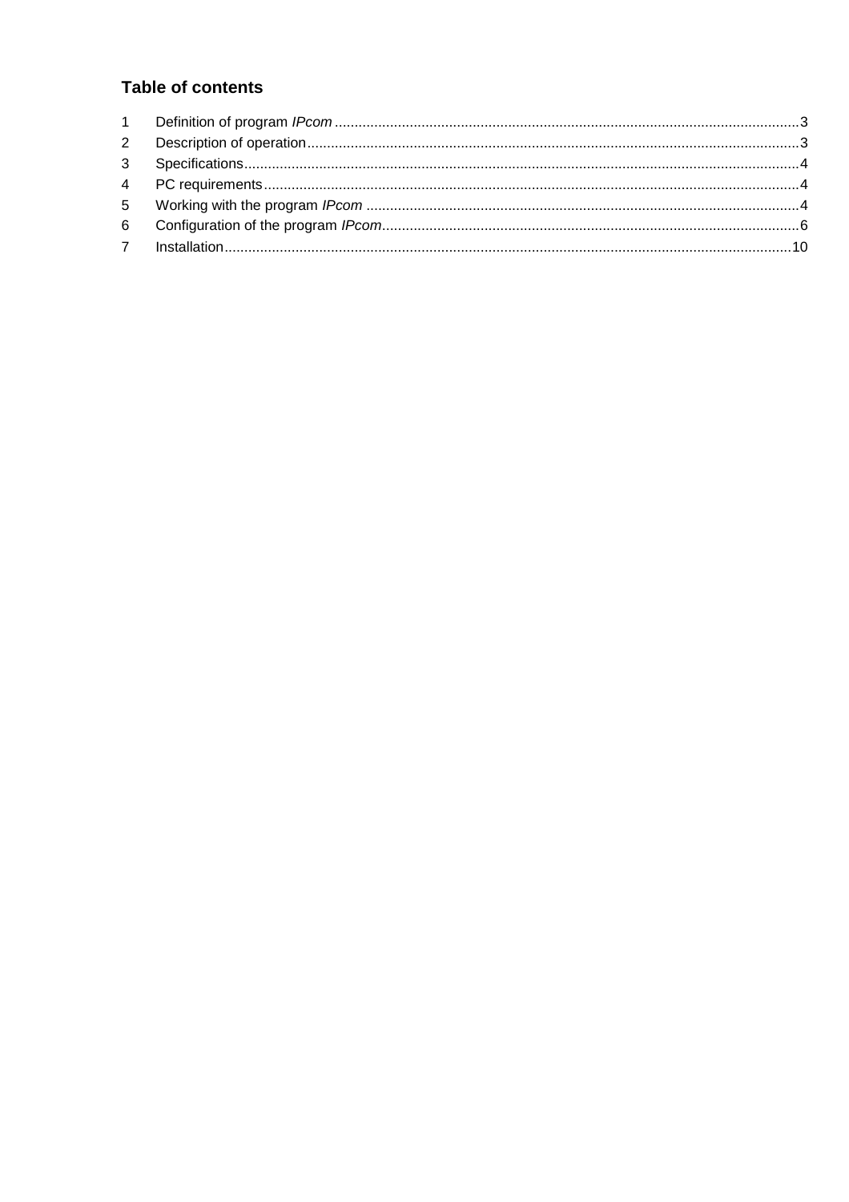# Table of contents

1 Definition of program *IPcom* ... 3
2 Description of operation ... 3
3 Specifications ... 4
4 PC requirements ... 4
5 Working with the program *IPcom* ... 4
6 Configuration of the program *IPcom* ... 6
7 Installation ... 10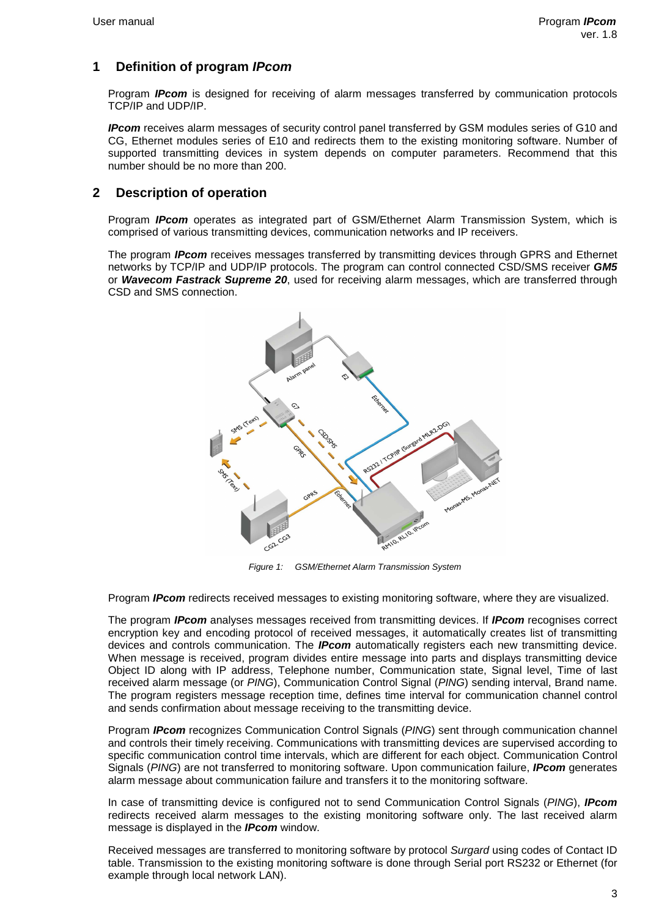# 1 Definition of program *IPcom*

Program ***IPcom*** is designed for receiving of alarm messages transferred by communication protocols TCP/IP and UDP/IP.

***IPcom*** receives alarm messages of security control panel transferred by GSM modules series of G10 and CG, Ethernet modules series of E10 and redirects them to the existing monitoring software. Number of supported transmitting devices in system depends on computer parameters. Recommend that this number should be no more than 200.

# 2 Description of operation

Program ***IPcom*** operates as integrated part of GSM/Ethernet Alarm Transmission System, which is comprised of various transmitting devices, communication networks and IP receivers.

The program ***IPcom*** receives messages transferred by transmitting devices through GPRS and Ethernet networks by TCP/IP and UDP/IP protocols. The program can control connected CSD/SMS receiver ***GM5*** or ***Wavecom Fastrack Supreme 20***, used for receiving alarm messages, which are transferred through CSD and SMS connection.

*Figure 1: GSM/Ethernet Alarm Transmission System*

Program ***IPcom*** redirects received messages to existing monitoring software, where they are visualized.

The program ***IPcom*** analyses messages received from transmitting devices. If ***IPcom*** recognises correct encryption key and encoding protocol of received messages, it automatically creates list of transmitting devices and controls communication. The ***IPcom*** automatically registers each new transmitting device. When message is received, program divides entire message into parts and displays transmitting device Object ID along with IP address, Telephone number, Communication state, Signal level, Time of last received alarm message (or *PING*), Communication Control Signal (*PING*) sending interval, Brand name. The program registers message reception time, defines time interval for communication channel control and sends confirmation about message receiving to the transmitting device.

Program ***IPcom*** recognizes Communication Control Signals (*PING*) sent through communication channel and controls their timely receiving. Communications with transmitting devices are supervised according to specific communication control time intervals, which are different for each object. Communication Control Signals (*PING*) are not transferred to monitoring software. Upon communication failure, ***IPcom*** generates alarm message about communication failure and transfers it to the monitoring software.

In case of transmitting device is configured not to send Communication Control Signals (*PING*), ***IPcom*** redirects received alarm messages to the existing monitoring software only. The last received alarm message is displayed in the ***IPcom*** window.

Received messages are transferred to monitoring software by protocol *Surgard* using codes of Contact ID table. Transmission to the existing monitoring software is done through Serial port RS232 or Ethernet (for example through local network LAN).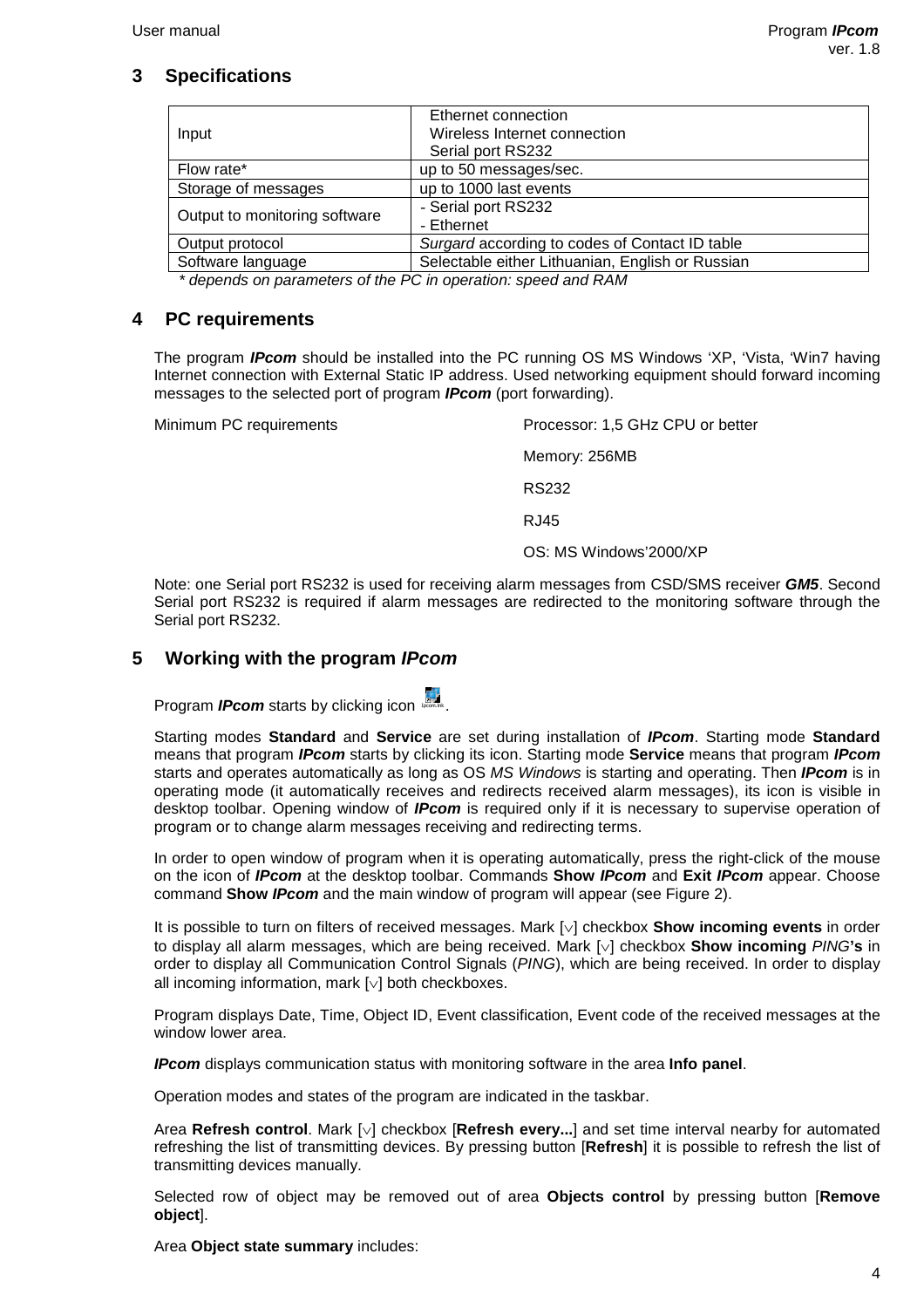## 3 Specifications

| Input | Ethernet connection<br>Wireless Internet connection<br>Serial port RS232 |
|---|---|
| Flow rate* | up to 50 messages/sec. |
| Storage of messages | up to 1000 last events |
| Output to monitoring software | - Serial port RS232<br>- Ethernet |
| Output protocol | *Surgard* according to codes of Contact ID table |
| Software language | Selectable either Lithuanian, English or Russian |

*\* depends on parameters of the PC in operation: speed and RAM*

## 4 PC requirements

The program ***IPcom*** should be installed into the PC running OS MS Windows 'XP, 'Vista, 'Win7 having Internet connection with External Static IP address. Used networking equipment should forward incoming messages to the selected port of program ***IPcom*** (port forwarding).

Minimum PC requirements

- Processor: 1,5 GHz CPU or better
- Memory: 256MB
- RS232
- RJ45
- OS: MS Windows'2000/XP

Note: one Serial port RS232 is used for receiving alarm messages from CSD/SMS receiver ***GM5***. Second Serial port RS232 is required if alarm messages are redirected to the monitoring software through the Serial port RS232.

## 5 Working with the program *IPcom*

Program ***IPcom*** starts by clicking icon.

Starting modes **Standard** and **Service** are set during installation of ***IPcom***. Starting mode **Standard** means that program ***IPcom*** starts by clicking its icon. Starting mode **Service** means that program ***IPcom*** starts and operates automatically as long as OS *MS Windows* is starting and operating. Then ***IPcom*** is in operating mode (it automatically receives and redirects received alarm messages), its icon is visible in desktop toolbar. Opening window of ***IPcom*** is required only if it is necessary to supervise operation of program or to change alarm messages receiving and redirecting terms.

In order to open window of program when it is operating automatically, press the right-click of the mouse on the icon of ***IPcom*** at the desktop toolbar. Commands **Show *IPcom*** and **Exit *IPcom*** appear. Choose command **Show *IPcom*** and the main window of program will appear (see Figure 2).

It is possible to turn on filters of received messages. Mark [√] checkbox **Show incoming events** in order to display all alarm messages, which are being received. Mark [√] checkbox **Show incoming** *PING***'s** in order to display all Communication Control Signals (*PING*), which are being received. In order to display all incoming information, mark [√] both checkboxes.

Program displays Date, Time, Object ID, Event classification, Event code of the received messages at the window lower area.

***IPcom*** displays communication status with monitoring software in the area **Info panel**.

Operation modes and states of the program are indicated in the taskbar.

Area **Refresh control**. Mark [√] checkbox [**Refresh every...**] and set time interval nearby for automated refreshing the list of transmitting devices. By pressing button [**Refresh**] it is possible to refresh the list of transmitting devices manually.

Selected row of object may be removed out of area **Objects control** by pressing button [**Remove object**].

Area **Object state summary** includes: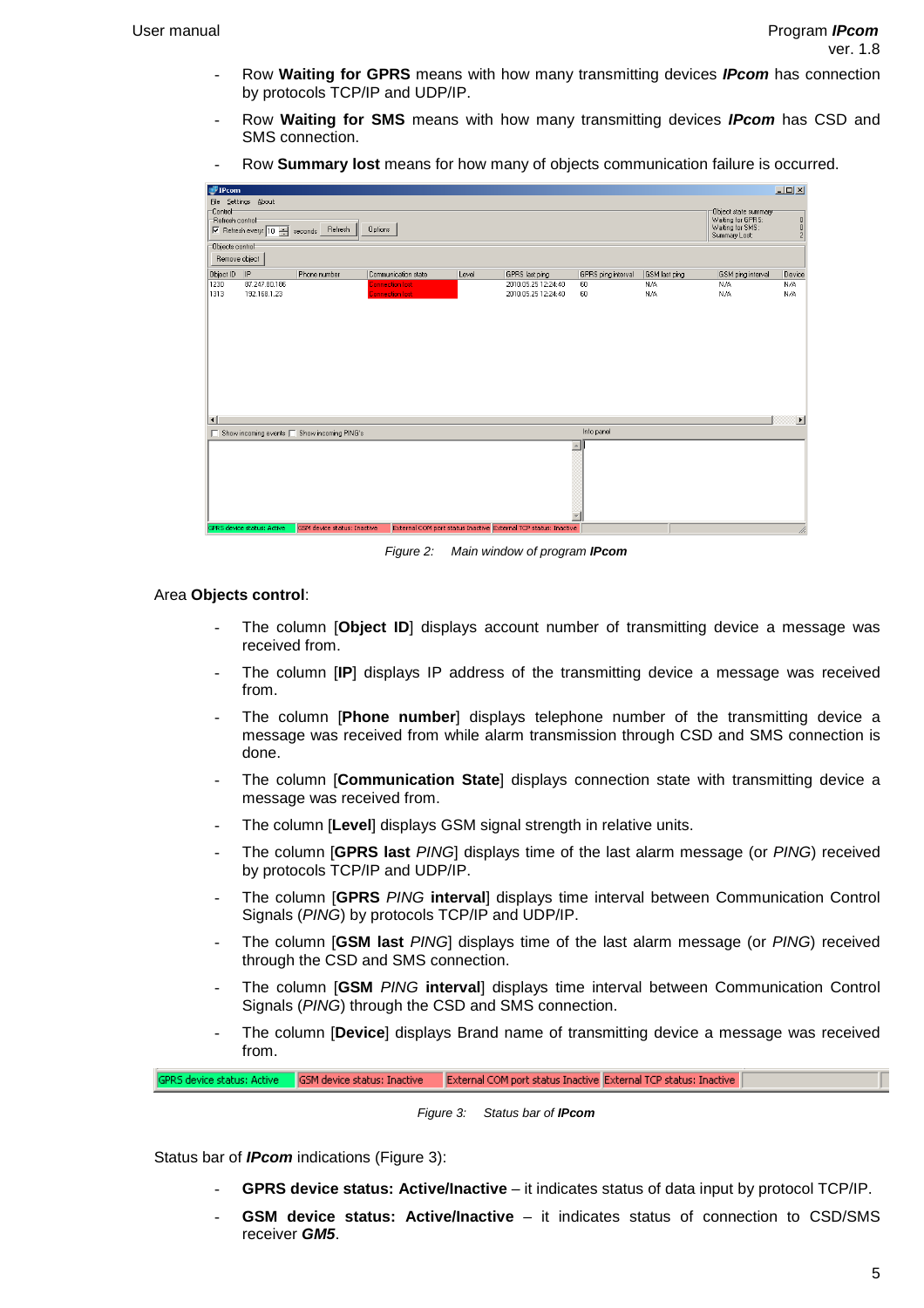- Row **Waiting for GPRS** means with how many transmitting devices ***IPcom*** has connection by protocols TCP/IP and UDP/IP.
- Row **Waiting for SMS** means with how many transmitting devices ***IPcom*** has CSD and SMS connection.
- Row **Summary lost** means for how many of objects communication failure is occurred.

*Figure 2: Main window of program **IPcom***

Area **Objects control**:

- The column [**Object ID**] displays account number of transmitting device a message was received from.
- The column [**IP**] displays IP address of the transmitting device a message was received from.
- The column [**Phone number**] displays telephone number of the transmitting device a message was received from while alarm transmission through CSD and SMS connection is done.
- The column [**Communication State**] displays connection state with transmitting device a message was received from.
- The column [**Level**] displays GSM signal strength in relative units.
- The column [**GPRS last** *PING*] displays time of the last alarm message (or *PING*) received by protocols TCP/IP and UDP/IP.
- The column [**GPRS** *PING* **interval**] displays time interval between Communication Control Signals (*PING*) by protocols TCP/IP and UDP/IP.
- The column [**GSM last** *PING*] displays time of the last alarm message (or *PING*) received through the CSD and SMS connection.
- The column [**GSM** *PING* **interval**] displays time interval between Communication Control Signals (*PING*) through the CSD and SMS connection.
- The column [**Device**] displays Brand name of transmitting device a message was received from.

*Figure 3: Status bar of **IPcom***

Status bar of ***IPcom*** indications (Figure 3):

- **GPRS device status: Active/Inactive** – it indicates status of data input by protocol TCP/IP.
- **GSM device status: Active/Inactive** – it indicates status of connection to CSD/SMS receiver ***GM5***.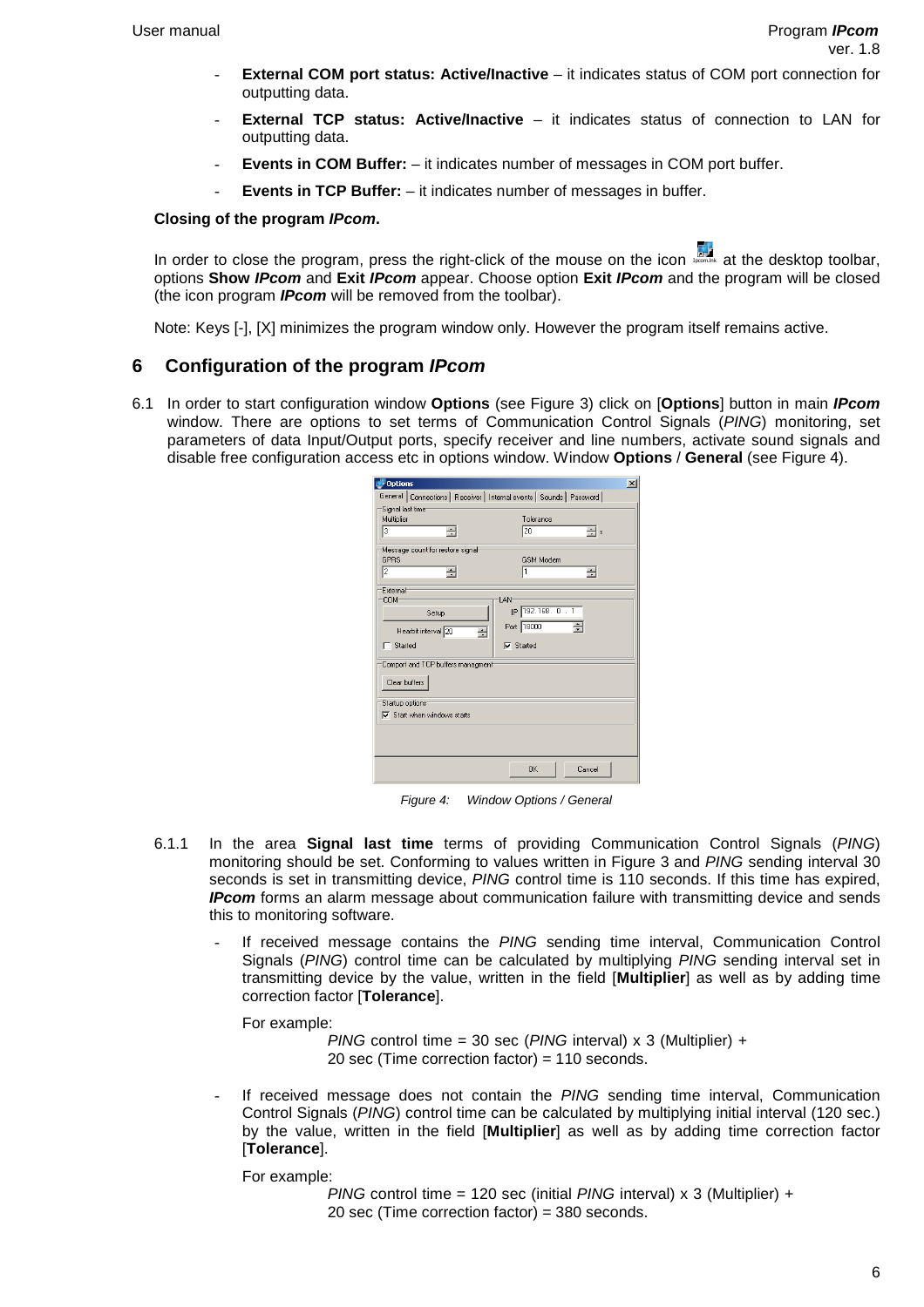- **External COM port status: Active/Inactive** – it indicates status of COM port connection for outputting data.
- **External TCP status: Active/Inactive** – it indicates status of connection to LAN for outputting data.
- **Events in COM Buffer:** – it indicates number of messages in COM port buffer.
- **Events in TCP Buffer:** – it indicates number of messages in buffer.

**Closing of the program *IPcom*.**

In order to close the program, press the right-click of the mouse on the icon at the desktop toolbar, options **Show *IPcom*** and **Exit *IPcom*** appear. Choose option **Exit *IPcom*** and the program will be closed (the icon program ***IPcom*** will be removed from the toolbar).

Note: Keys [-], [X] minimizes the program window only. However the program itself remains active.

## 6 Configuration of the program *IPcom*

6.1 In order to start configuration window **Options** (see Figure 3) click on [**Options**] button in main ***IPcom*** window. There are options to set terms of Communication Control Signals (*PING*) monitoring, set parameters of data Input/Output ports, specify receiver and line numbers, activate sound signals and disable free configuration access etc in options window. Window **Options** / **General** (see Figure 4).

*Figure 4: Window Options / General*

6.1.1 In the area **Signal last time** terms of providing Communication Control Signals (*PING*) monitoring should be set. Conforming to values written in Figure 3 and *PING* sending interval 30 seconds is set in transmitting device, *PING* control time is 110 seconds. If this time has expired, ***IPcom*** forms an alarm message about communication failure with transmitting device and sends this to monitoring software.

- If received message contains the *PING* sending time interval, Communication Control Signals (*PING*) control time can be calculated by multiplying *PING* sending interval set in transmitting device by the value, written in the field [**Multiplier**] as well as by adding time correction factor [**Tolerance**].

  For example:

  *PING* control time = 30 sec (*PING* interval) x 3 (Multiplier) + 20 sec (Time correction factor) = 110 seconds.

- If received message does not contain the *PING* sending time interval, Communication Control Signals (*PING*) control time can be calculated by multiplying initial interval (120 sec.) by the value, written in the field [**Multiplier**] as well as by adding time correction factor [**Tolerance**].

  For example:

  *PING* control time = 120 sec (initial *PING* interval) x 3 (Multiplier) + 20 sec (Time correction factor) = 380 seconds.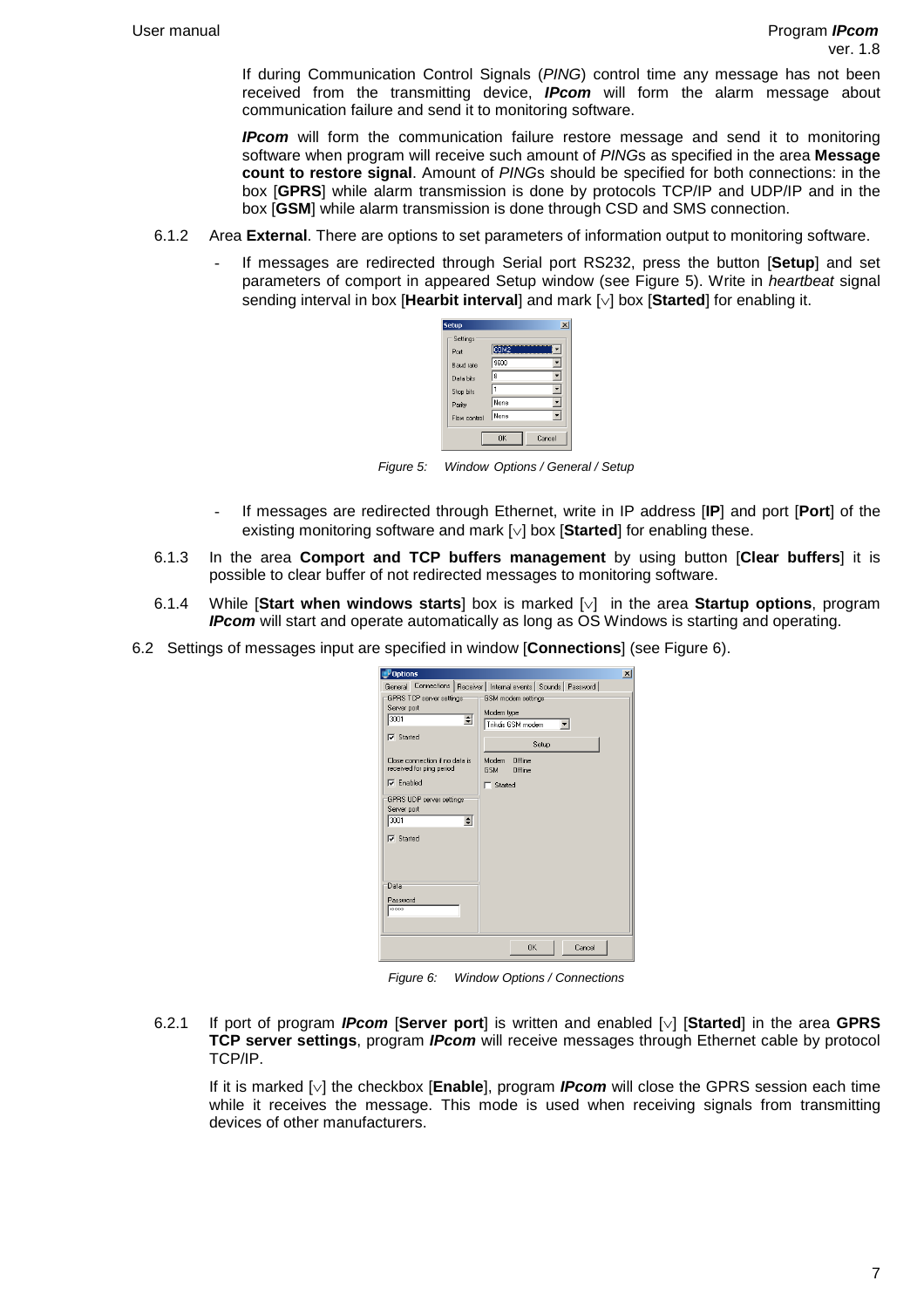If during Communication Control Signals (*PING*) control time any message has not been received from the transmitting device, ***IPcom*** will form the alarm message about communication failure and send it to monitoring software.

***IPcom*** will form the communication failure restore message and send it to monitoring software when program will receive such amount of *PING*s as specified in the area **Message count to restore signal**. Amount of *PING*s should be specified for both connections: in the box [**GPRS**] while alarm transmission is done by protocols TCP/IP and UDP/IP and in the box [**GSM**] while alarm transmission is done through CSD and SMS connection.

6.1.2 Area **External**. There are options to set parameters of information output to monitoring software.

- If messages are redirected through Serial port RS232, press the button [**Setup**] and set parameters of comport in appeared Setup window (see Figure 5). Write in *heartbeat* signal sending interval in box [**Hearbit interval**] and mark [√] box [**Started**] for enabling it.

*Figure 5: Window Options / General / Setup*

- If messages are redirected through Ethernet, write in IP address [**IP**] and port [**Port**] of the existing monitoring software and mark [√] box [**Started**] for enabling these.

6.1.3 In the area **Comport and TCP buffers management** by using button [**Clear buffers**] it is possible to clear buffer of not redirected messages to monitoring software.

6.1.4 While [**Start when windows starts**] box is marked [√] in the area **Startup options**, program ***IPcom*** will start and operate automatically as long as OS Windows is starting and operating.

6.2 Settings of messages input are specified in window [**Connections**] (see Figure 6).

*Figure 6: Window Options / Connections*

6.2.1 If port of program ***IPcom*** [**Server port**] is written and enabled [√] [**Started**] in the area **GPRS TCP server settings**, program ***IPcom*** will receive messages through Ethernet cable by protocol TCP/IP.

If it is marked [√] the checkbox [**Enable**], program ***IPcom*** will close the GPRS session each time while it receives the message. This mode is used when receiving signals from transmitting devices of other manufacturers.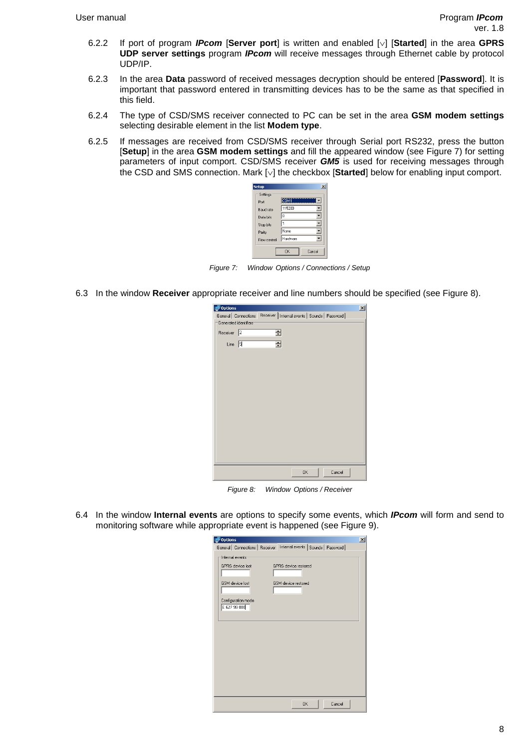6.2.2 If port of program ***IPcom*** [**Server port**] is written and enabled [√] [**Started**] in the area **GPRS UDP server settings** program ***IPcom*** will receive messages through Ethernet cable by protocol UDP/IP.

6.2.3 In the area **Data** password of received messages decryption should be entered [**Password**]. It is important that password entered in transmitting devices has to be the same as that specified in this field.

6.2.4 The type of CSD/SMS receiver connected to PC can be set in the area **GSM modem settings** selecting desirable element in the list **Modem type**.

6.2.5 If messages are received from CSD/SMS receiver through Serial port RS232, press the button [**Setup**] in the area **GSM modem settings** and fill the appeared window (see Figure 7) for setting parameters of input comport. CSD/SMS receiver ***GM5*** is used for receiving messages through the CSD and SMS connection. Mark [√] the checkbox [**Started**] below for enabling input comport.

*Figure 7: Window Options / Connections / Setup*

6.3 In the window **Receiver** appropriate receiver and line numbers should be specified (see Figure 8).

*Figure 8: Window Options / Receiver*

6.4 In the window **Internal events** are options to specify some events, which ***IPcom*** will form and send to monitoring software while appropriate event is happened (see Figure 9).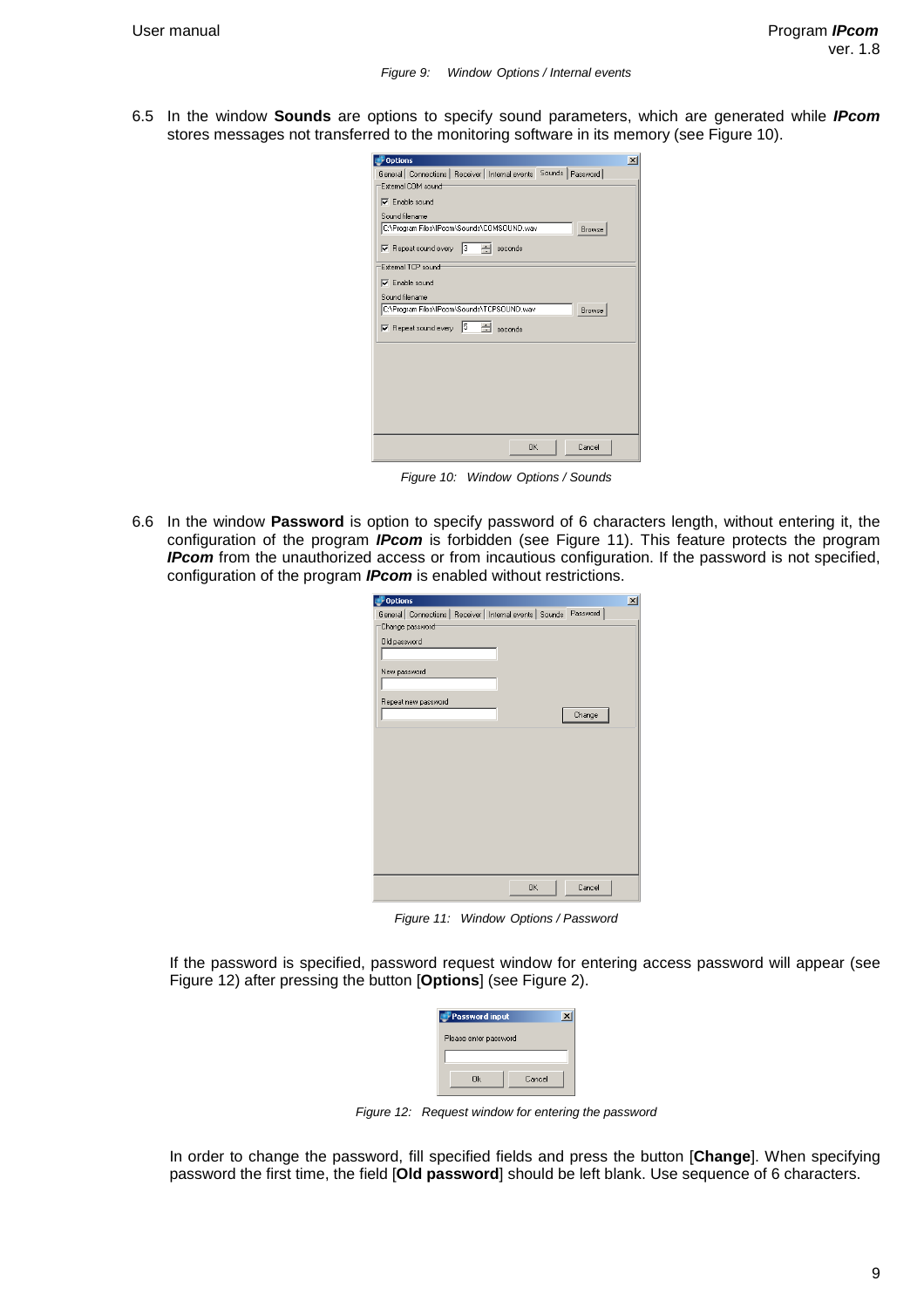*Figure 9: Window Options / Internal events*

6.5 In the window **Sounds** are options to specify sound parameters, which are generated while ***IPcom*** stores messages not transferred to the monitoring software in its memory (see Figure 10).

*Figure 10: Window Options / Sounds*

6.6 In the window **Password** is option to specify password of 6 characters length, without entering it, the configuration of the program ***IPcom*** is forbidden (see Figure 11). This feature protects the program ***IPcom*** from the unauthorized access or from incautious configuration. If the password is not specified, configuration of the program ***IPcom*** is enabled without restrictions.

*Figure 11: Window Options / Password*

If the password is specified, password request window for entering access password will appear (see Figure 12) after pressing the button [**Options**] (see Figure 2).

*Figure 12: Request window for entering the password*

In order to change the password, fill specified fields and press the button [**Change**]. When specifying password the first time, the field [**Old password**] should be left blank. Use sequence of 6 characters.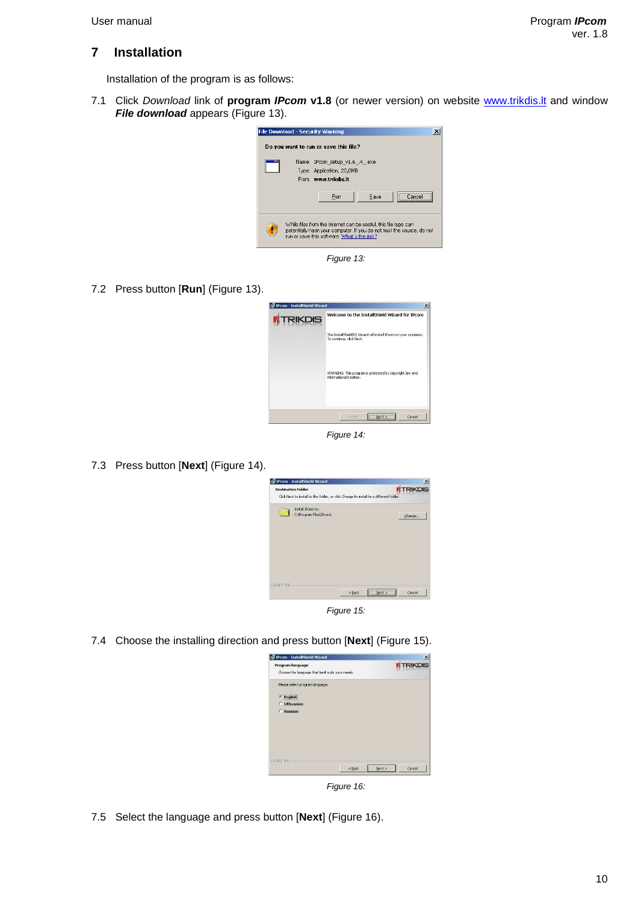# 7 Installation

Installation of the program is as follows:

7.1 Click *Download* link of **program *IPcom* v1.8** (or newer version) on website www.trikdis.lt and window ***File download*** appears (Figure 13).

*Figure 13:*

7.2 Press button [**Run**] (Figure 13).

*Figure 14:*

7.3 Press button [**Next**] (Figure 14).

*Figure 15:*

7.4 Choose the installing direction and press button [**Next**] (Figure 15).

*Figure 16:*

7.5 Select the language and press button [**Next**] (Figure 16).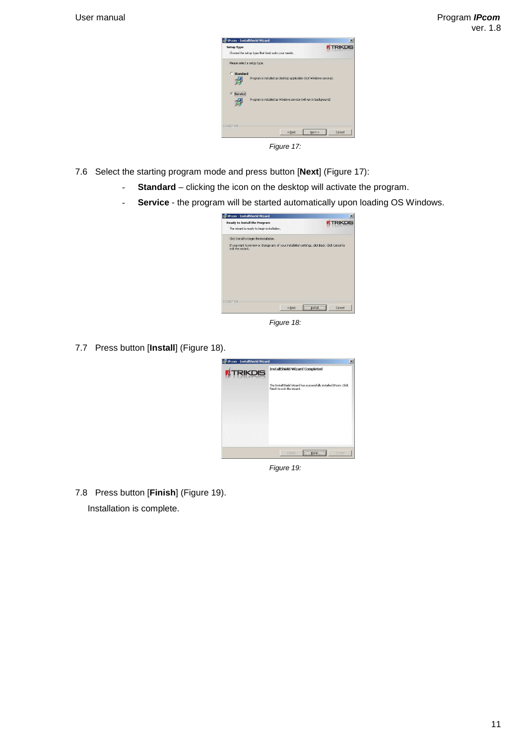Figure 17:

7.6 Select the starting program mode and press button [**Next**] (Figure 17):

- **Standard** – clicking the icon on the desktop will activate the program.
- **Service** - the program will be started automatically upon loading OS Windows.

Figure 18:

7.7 Press button [**Install**] (Figure 18).

Figure 19:

7.8 Press button [**Finish**] (Figure 19).

Installation is complete.